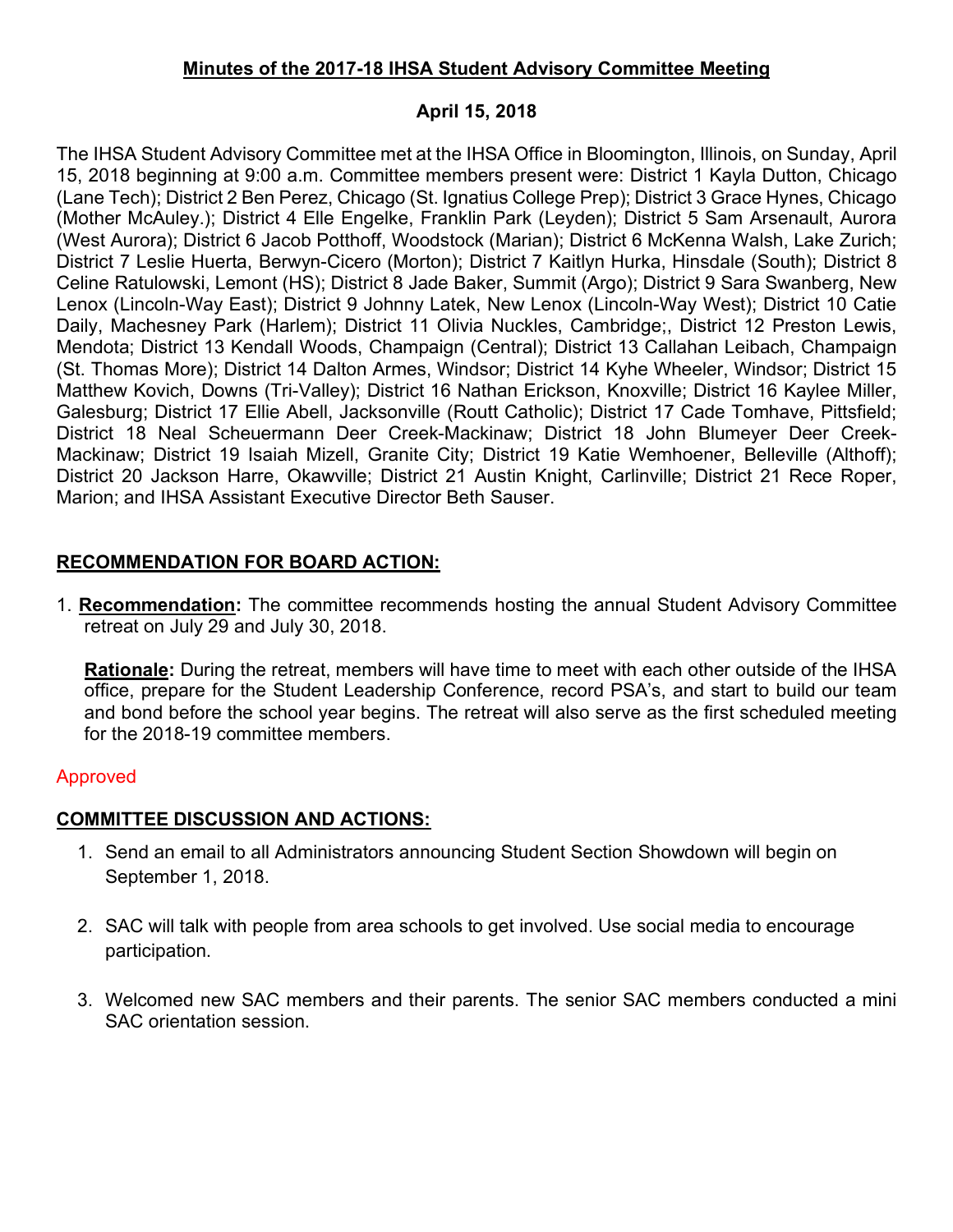# Minutes of the 2017-18 IHSA Student Advisory Committee Meeting

## April 15, 2018

The IHSA Student Advisory Committee met at the IHSA Office in Bloomington, Illinois, on Sunday, April 15, 2018 beginning at 9:00 a.m. Committee members present were: District 1 Kayla Dutton, Chicago (Lane Tech); District 2 Ben Perez, Chicago (St. Ignatius College Prep); District 3 Grace Hynes, Chicago (Mother McAuley.); District 4 Elle Engelke, Franklin Park (Leyden); District 5 Sam Arsenault, Aurora (West Aurora); District 6 Jacob Potthoff, Woodstock (Marian); District 6 McKenna Walsh, Lake Zurich; District 7 Leslie Huerta, Berwyn-Cicero (Morton); District 7 Kaitlyn Hurka, Hinsdale (South); District 8 Celine Ratulowski, Lemont (HS); District 8 Jade Baker, Summit (Argo); District 9 Sara Swanberg, New Lenox (Lincoln-Way East); District 9 Johnny Latek, New Lenox (Lincoln-Way West); District 10 Catie Daily, Machesney Park (Harlem); District 11 Olivia Nuckles, Cambridge;, District 12 Preston Lewis, Mendota; District 13 Kendall Woods, Champaign (Central); District 13 Callahan Leibach, Champaign (St. Thomas More); District 14 Dalton Armes, Windsor; District 14 Kyhe Wheeler, Windsor; District 15 Matthew Kovich, Downs (Tri-Valley); District 16 Nathan Erickson, Knoxville; District 16 Kaylee Miller, Galesburg; District 17 Ellie Abell, Jacksonville (Routt Catholic); District 17 Cade Tomhave, Pittsfield; District 18 Neal Scheuermann Deer Creek-Mackinaw; District 18 John Blumeyer Deer Creek-Mackinaw; District 19 Isaiah Mizell, Granite City; District 19 Katie Wemhoener, Belleville (Althoff); District 20 Jackson Harre, Okawville; District 21 Austin Knight, Carlinville; District 21 Rece Roper, Marion; and IHSA Assistant Executive Director Beth Sauser.

## RECOMMENDATION FOR BOARD ACTION:

1. **Recommendation:** The committee recommends hosting the annual Student Advisory Committee retreat on July 29 and July 30, 2018.

   **Rationale:** During the retreat, members will have time to meet with each other outside of the IHSA office, prepare for the Student Leadership Conference, record PSA's, and start to build our team and bond before the school year begins. The retreat will also serve as the first scheduled meeting for the 2018-19 committee members.

Approved

## COMMITTEE DISCUSSION AND ACTIONS:

1. Send an email to all Administrators announcing Student Section Showdown will begin on September 1, 2018.

2. SAC will talk with people from area schools to get involved. Use social media to encourage participation.

3. Welcomed new SAC members and their parents. The senior SAC members conducted a mini SAC orientation session.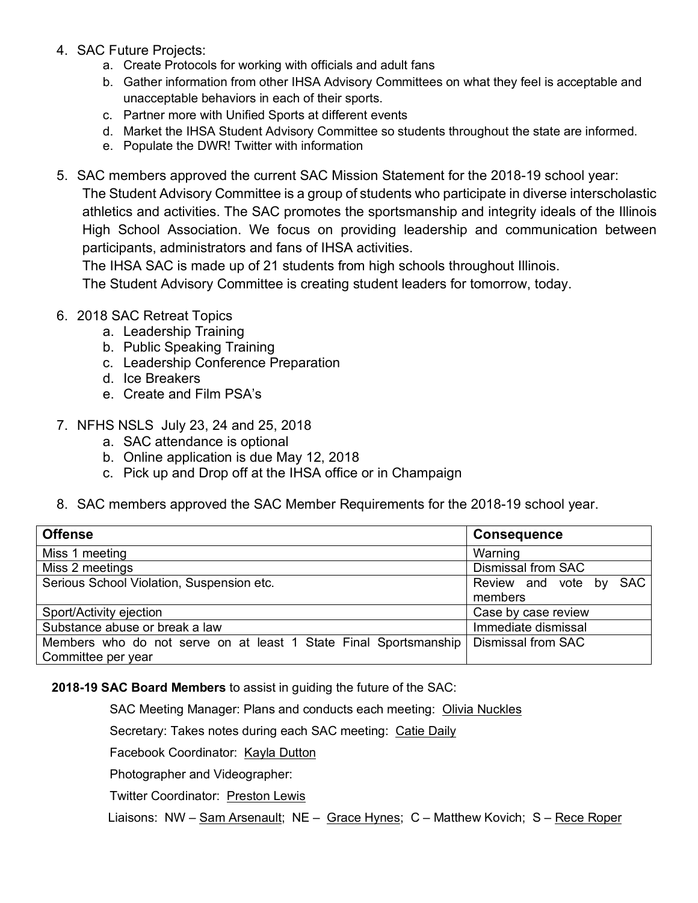4. SAC Future Projects:
    a. Create Protocols for working with officials and adult fans
    b. Gather information from other IHSA Advisory Committees on what they feel is acceptable and unacceptable behaviors in each of their sports.
    c. Partner more with Unified Sports at different events
    d. Market the IHSA Student Advisory Committee so students throughout the state are informed.
    e. Populate the DWR! Twitter with information

5. SAC members approved the current SAC Mission Statement for the 2018-19 school year:
   The Student Advisory Committee is a group of students who participate in diverse interscholastic athletics and activities. The SAC promotes the sportsmanship and integrity ideals of the Illinois High School Association. We focus on providing leadership and communication between participants, administrators and fans of IHSA activities.
   The IHSA SAC is made up of 21 students from high schools throughout Illinois.
   The Student Advisory Committee is creating student leaders for tomorrow, today.

6. 2018 SAC Retreat Topics
    a. Leadership Training
    b. Public Speaking Training
    c. Leadership Conference Preparation
    d. Ice Breakers
    e. Create and Film PSA's

7. NFHS NSLS July 23, 24 and 25, 2018
    a. SAC attendance is optional
    b. Online application is due May 12, 2018
    c. Pick up and Drop off at the IHSA office or in Champaign

8. SAC members approved the SAC Member Requirements for the 2018-19 school year.

| Offense | Consequence |
|---|---|
| Miss 1 meeting | Warning |
| Miss 2 meetings | Dismissal from SAC |
| Serious School Violation, Suspension etc. | Review and vote by SAC members |
| Sport/Activity ejection | Case by case review |
| Substance abuse or break a law | Immediate dismissal |
| Members who do not serve on at least 1 State Final Sportsmanship Committee per year | Dismissal from SAC |

**2018-19 SAC Board Members** to assist in guiding the future of the SAC:

SAC Meeting Manager: Plans and conducts each meeting: Olivia Nuckles

Secretary: Takes notes during each SAC meeting: Catie Daily

Facebook Coordinator: Kayla Dutton

Photographer and Videographer:

Twitter Coordinator: Preston Lewis

Liaisons: NW – Sam Arsenault; NE – Grace Hynes; C – Matthew Kovich; S – Rece Roper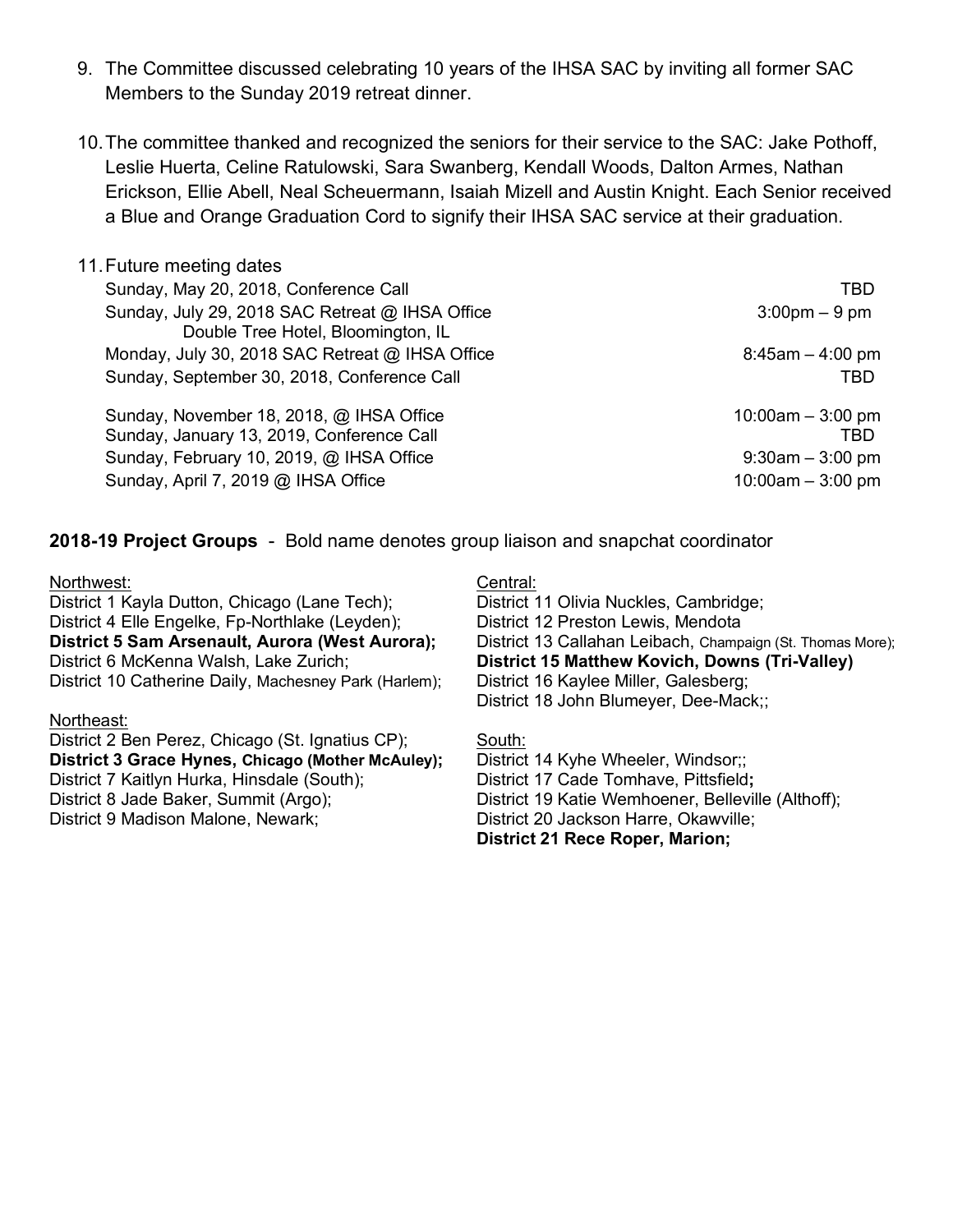9. The Committee discussed celebrating 10 years of the IHSA SAC by inviting all former SAC Members to the Sunday 2019 retreat dinner.

10. The committee thanked and recognized the seniors for their service to the SAC: Jake Pothoff, Leslie Huerta, Celine Ratulowski, Sara Swanberg, Kendall Woods, Dalton Armes, Nathan Erickson, Ellie Abell, Neal Scheuermann, Isaiah Mizell and Austin Knight. Each Senior received a Blue and Orange Graduation Cord to signify their IHSA SAC service at their graduation.

11. Future meeting dates

| | |
|---|---|
| Sunday, May 20, 2018, Conference Call | TBD |
| Sunday, July 29, 2018 SAC Retreat @ IHSA Office<br>Double Tree Hotel, Bloomington, IL | 3:00pm – 9 pm |
| Monday, July 30, 2018 SAC Retreat @ IHSA Office | 8:45am – 4:00 pm |
| Sunday, September 30, 2018, Conference Call | TBD |
| Sunday, November 18, 2018, @ IHSA Office | 10:00am – 3:00 pm |
| Sunday, January 13, 2019, Conference Call | TBD |
| Sunday, February 10, 2019, @ IHSA Office | 9:30am – 3:00 pm |
| Sunday, April 7, 2019 @ IHSA Office | 10:00am – 3:00 pm |

**2018-19 Project Groups** - Bold name denotes group liaison and snapchat coordinator

Northwest:
District 1 Kayla Dutton, Chicago (Lane Tech);
District 4 Elle Engelke, Fp-Northlake (Leyden);
**District 5 Sam Arsenault, Aurora (West Aurora);**
District 6 McKenna Walsh, Lake Zurich;
District 10 Catherine Daily, Machesney Park (Harlem);

Northeast:
District 2 Ben Perez, Chicago (St. Ignatius CP);
**District 3 Grace Hynes, Chicago (Mother McAuley);**
District 7 Kaitlyn Hurka, Hinsdale (South);
District 8 Jade Baker, Summit (Argo);
District 9 Madison Malone, Newark;

Central:
District 11 Olivia Nuckles, Cambridge;
District 12 Preston Lewis, Mendota
District 13 Callahan Leibach, Champaign (St. Thomas More);
**District 15 Matthew Kovich, Downs (Tri-Valley)**
District 16 Kaylee Miller, Galesberg;
District 18 John Blumeyer, Dee-Mack;;

South:
District 14 Kyhe Wheeler, Windsor;;
District 17 Cade Tomhave, Pittsfield**;**
District 19 Katie Wemhoener, Belleville (Althoff);
District 20 Jackson Harre, Okawville;
**District 21 Rece Roper, Marion;**